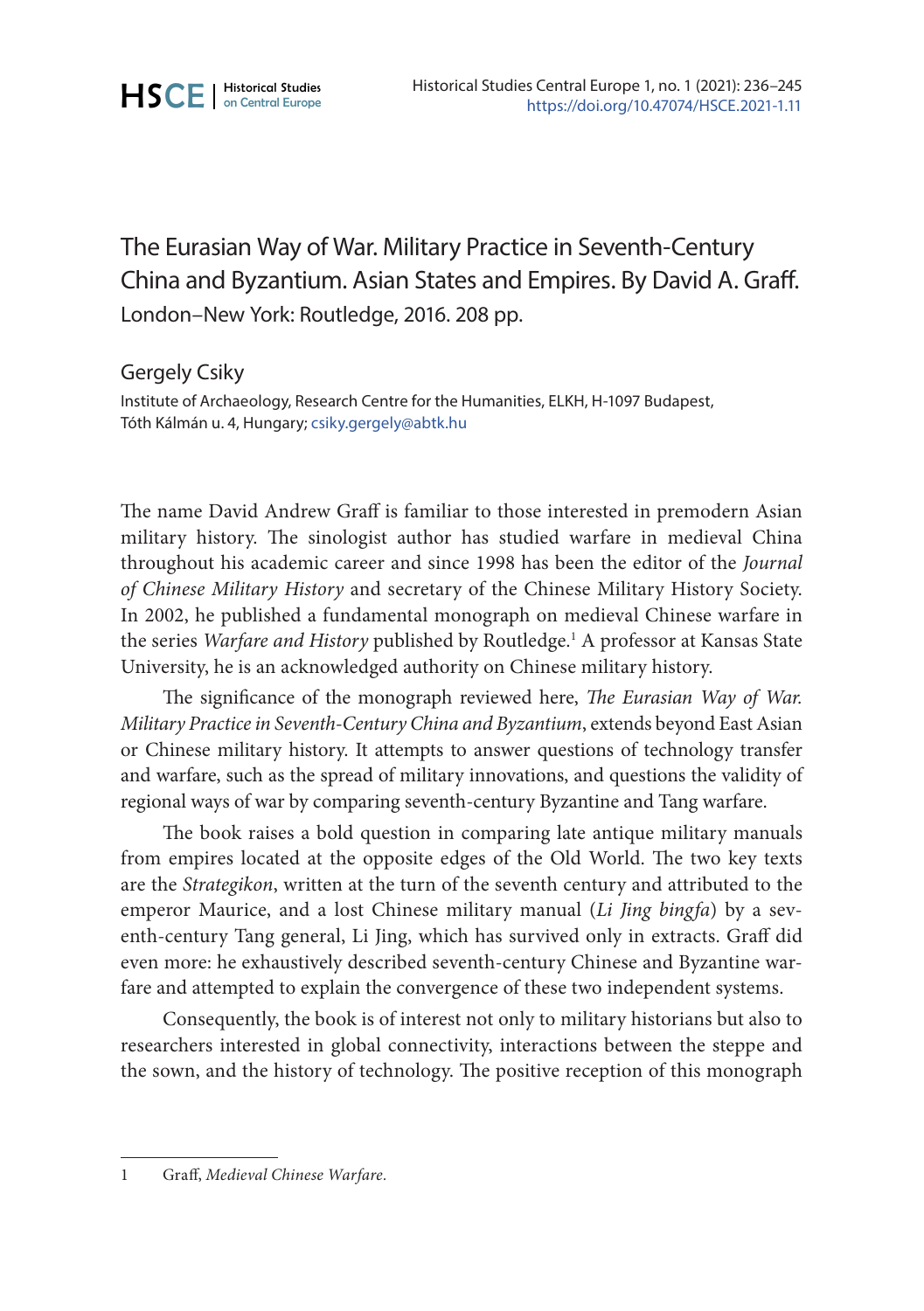# The Eurasian Way of War. Military Practice in Seventh-Century China and Byzantium. Asian States and Empires. By David A. Graff.

London–New York: Routledge, 2016. 208 pp.

Gergely Csiky

Institute of Archaeology, Research Centre for the Humanities, ELKH, H-1097 Budapest, Tóth Kálmán u. 4, Hungary; csiky.gergely@abtk.hu

The name David Andrew Graff is familiar to those interested in premodern Asian military history. The sinologist author has studied warfare in medieval China throughout his academic career and since 1998 has been the editor of the *Journal of Chinese Military History* and secretary of the Chinese Military History Society. In 2002, he published a fundamental monograph on medieval Chinese warfare in the series *Warfare and History* published by Routledge.[1] A professor at Kansas State University, he is an acknowledged authority on Chinese military history.

The significance of the monograph reviewed here, *The Eurasian Way of War. Military Practice in Seventh-Century China and Byzantium*, extends beyond East Asian or Chinese military history. It attempts to answer questions of technology transfer and warfare, such as the spread of military innovations, and questions the validity of regional ways of war by comparing seventh-century Byzantine and Tang warfare.

The book raises a bold question in comparing late antique military manuals from empires located at the opposite edges of the Old World. The two key texts are the *Strategikon*, written at the turn of the seventh century and attributed to the emperor Maurice, and a lost Chinese military manual (*Li Jing bingfa*) by a seventh-century Tang general, Li Jing, which has survived only in extracts. Graff did even more: he exhaustively described seventh-century Chinese and Byzantine warfare and attempted to explain the convergence of these two independent systems.

Consequently, the book is of interest not only to military historians but also to researchers interested in global connectivity, interactions between the steppe and the sown, and the history of technology. The positive reception of this monograph

1 Graff, *Medieval Chinese Warfare.*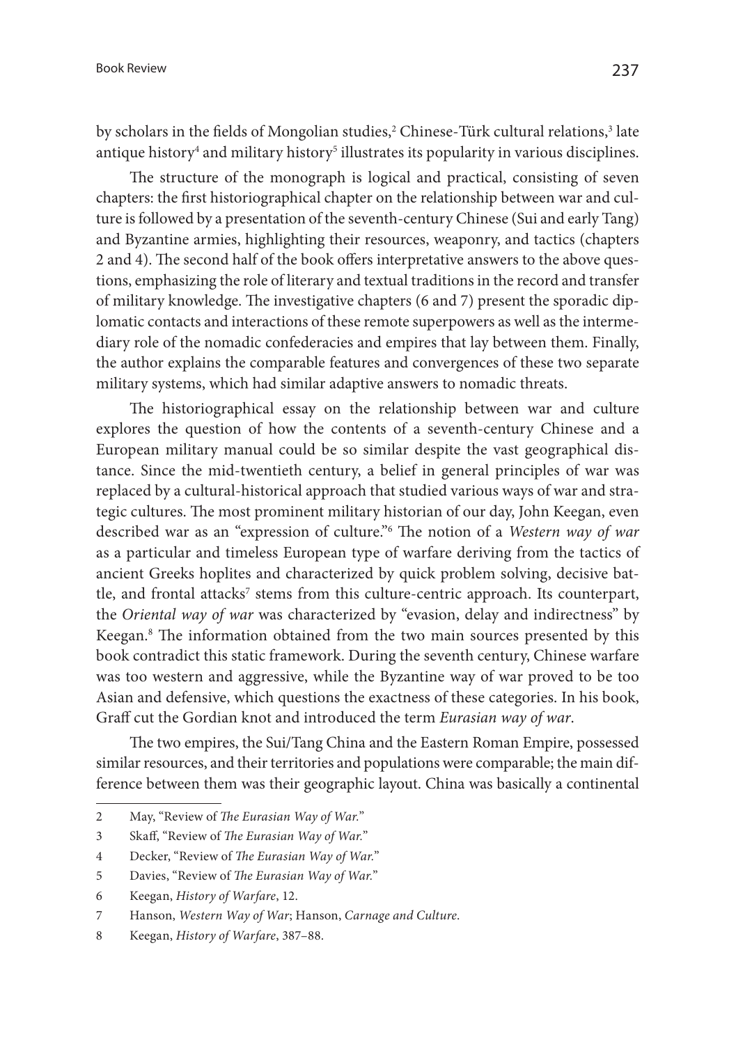by scholars in the fields of Mongolian studies,[2] Chinese-Türk cultural relations,[3] late antique history[4] and military history[5] illustrates its popularity in various disciplines.

The structure of the monograph is logical and practical, consisting of seven chapters: the first historiographical chapter on the relationship between war and culture is followed by a presentation of the seventh-century Chinese (Sui and early Tang) and Byzantine armies, highlighting their resources, weaponry, and tactics (chapters 2 and 4). The second half of the book offers interpretative answers to the above questions, emphasizing the role of literary and textual traditions in the record and transfer of military knowledge. The investigative chapters (6 and 7) present the sporadic diplomatic contacts and interactions of these remote superpowers as well as the intermediary role of the nomadic confederacies and empires that lay between them. Finally, the author explains the comparable features and convergences of these two separate military systems, which had similar adaptive answers to nomadic threats.

The historiographical essay on the relationship between war and culture explores the question of how the contents of a seventh-century Chinese and a European military manual could be so similar despite the vast geographical distance. Since the mid-twentieth century, a belief in general principles of war was replaced by a cultural-historical approach that studied various ways of war and strategic cultures. The most prominent military historian of our day, John Keegan, even described war as an "expression of culture."[6] The notion of a *Western way of war* as a particular and timeless European type of warfare deriving from the tactics of ancient Greeks hoplites and characterized by quick problem solving, decisive battle, and frontal attacks[7] stems from this culture-centric approach. Its counterpart, the *Oriental way of war* was characterized by "evasion, delay and indirectness" by Keegan.[8] The information obtained from the two main sources presented by this book contradict this static framework. During the seventh century, Chinese warfare was too western and aggressive, while the Byzantine way of war proved to be too Asian and defensive, which questions the exactness of these categories. In his book, Graff cut the Gordian knot and introduced the term *Eurasian way of war*.

The two empires, the Sui/Tang China and the Eastern Roman Empire, possessed similar resources, and their territories and populations were comparable; the main difference between them was their geographic layout. China was basically a continental

---

2 May, "Review of *The Eurasian Way of War.*"

3 Skaff, "Review of *The Eurasian Way of War.*"

4 Decker, "Review of *The Eurasian Way of War.*"

5 Davies, "Review of *The Eurasian Way of War.*"

6 Keegan, *History of Warfare*, 12.

7 Hanson, *Western Way of War*; Hanson, *Carnage and Culture*.

8 Keegan, *History of Warfare*, 387–88.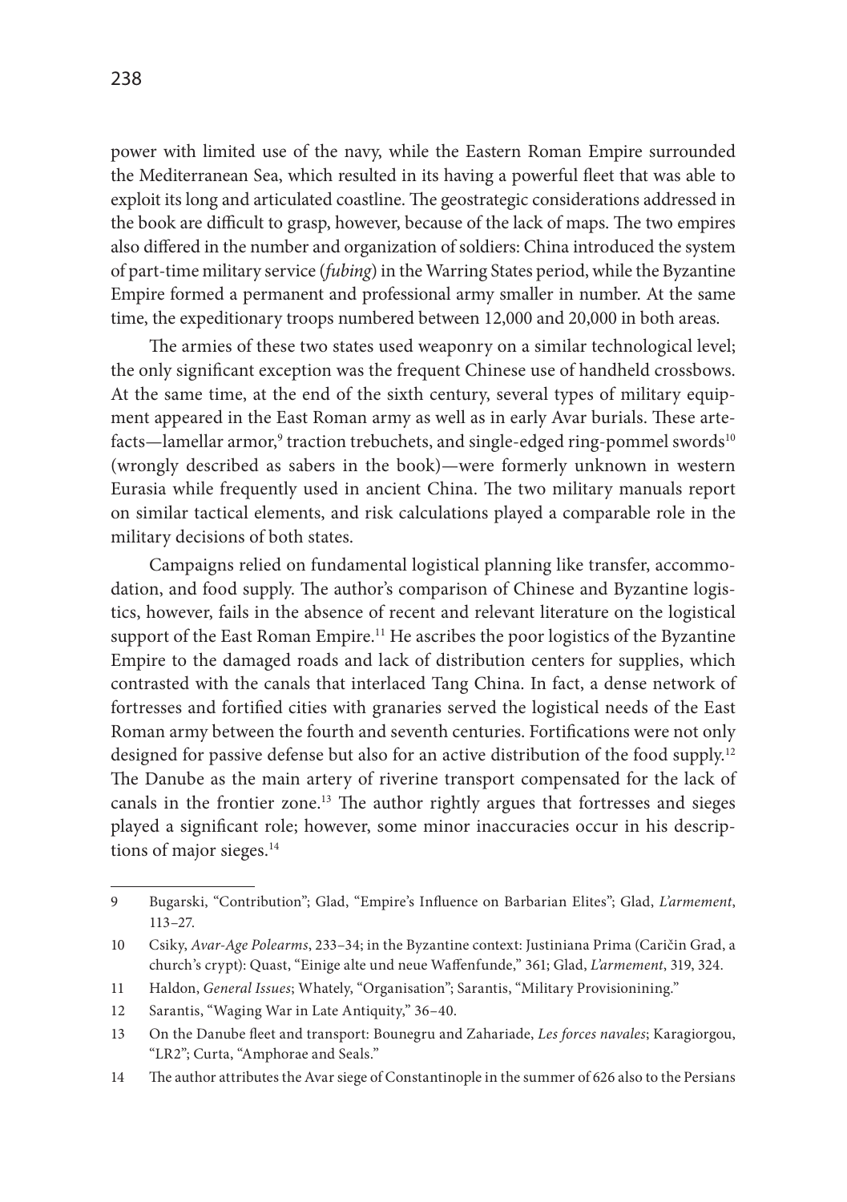power with limited use of the navy, while the Eastern Roman Empire surrounded the Mediterranean Sea, which resulted in its having a powerful fleet that was able to exploit its long and articulated coastline. The geostrategic considerations addressed in the book are difficult to grasp, however, because of the lack of maps. The two empires also differed in the number and organization of soldiers: China introduced the system of part-time military service (*fubing*) in the Warring States period, while the Byzantine Empire formed a permanent and professional army smaller in number. At the same time, the expeditionary troops numbered between 12,000 and 20,000 in both areas.

The armies of these two states used weaponry on a similar technological level; the only significant exception was the frequent Chinese use of handheld crossbows. At the same time, at the end of the sixth century, several types of military equipment appeared in the East Roman army as well as in early Avar burials. These artefacts—lamellar armor,[9] traction trebuchets, and single-edged ring-pommel swords[10] (wrongly described as sabers in the book)—were formerly unknown in western Eurasia while frequently used in ancient China. The two military manuals report on similar tactical elements, and risk calculations played a comparable role in the military decisions of both states.

Campaigns relied on fundamental logistical planning like transfer, accommodation, and food supply. The author's comparison of Chinese and Byzantine logistics, however, fails in the absence of recent and relevant literature on the logistical support of the East Roman Empire.[11] He ascribes the poor logistics of the Byzantine Empire to the damaged roads and lack of distribution centers for supplies, which contrasted with the canals that interlaced Tang China. In fact, a dense network of fortresses and fortified cities with granaries served the logistical needs of the East Roman army between the fourth and seventh centuries. Fortifications were not only designed for passive defense but also for an active distribution of the food supply.[12] The Danube as the main artery of riverine transport compensated for the lack of canals in the frontier zone.[13] The author rightly argues that fortresses and sieges played a significant role; however, some minor inaccuracies occur in his descriptions of major sieges.[14]

---

9 Bugarski, "Contribution"; Glad, "Empire's Influence on Barbarian Elites"; Glad, *L'armement*, 113–27.

10 Csiky, *Avar-Age Polearms*, 233–34; in the Byzantine context: Justiniana Prima (Caričin Grad, a church's crypt): Quast, "Einige alte und neue Waffenfunde," 361; Glad, *L'armement*, 319, 324.

11 Haldon, *General Issues*; Whately, "Organisation"; Sarantis, "Military Provisionining."

12 Sarantis, "Waging War in Late Antiquity," 36–40.

13 On the Danube fleet and transport: Bounegru and Zahariade, *Les forces navales*; Karagiorgou, "LR2"; Curta, "Amphorae and Seals."

14 The author attributes the Avar siege of Constantinople in the summer of 626 also to the Persians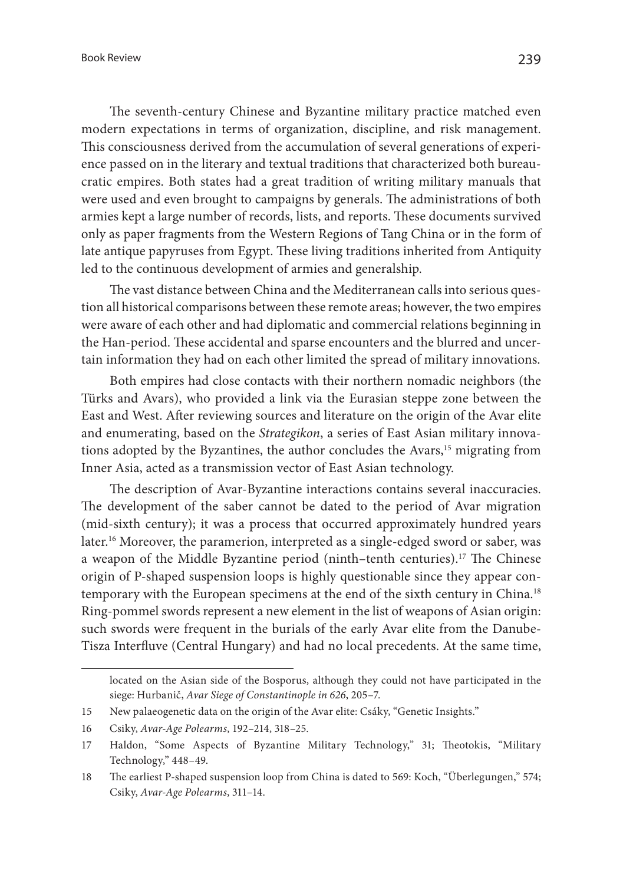The seventh-century Chinese and Byzantine military practice matched even modern expectations in terms of organization, discipline, and risk management. This consciousness derived from the accumulation of several generations of experience passed on in the literary and textual traditions that characterized both bureaucratic empires. Both states had a great tradition of writing military manuals that were used and even brought to campaigns by generals. The administrations of both armies kept a large number of records, lists, and reports. These documents survived only as paper fragments from the Western Regions of Tang China or in the form of late antique papyruses from Egypt. These living traditions inherited from Antiquity led to the continuous development of armies and generalship.

The vast distance between China and the Mediterranean calls into serious question all historical comparisons between these remote areas; however, the two empires were aware of each other and had diplomatic and commercial relations beginning in the Han-period. These accidental and sparse encounters and the blurred and uncertain information they had on each other limited the spread of military innovations.

Both empires had close contacts with their northern nomadic neighbors (the Türks and Avars), who provided a link via the Eurasian steppe zone between the East and West. After reviewing sources and literature on the origin of the Avar elite and enumerating, based on the *Strategikon*, a series of East Asian military innovations adopted by the Byzantines, the author concludes the Avars,[15] migrating from Inner Asia, acted as a transmission vector of East Asian technology.

The description of Avar-Byzantine interactions contains several inaccuracies. The development of the saber cannot be dated to the period of Avar migration (mid-sixth century); it was a process that occurred approximately hundred years later.[16] Moreover, the paramerion, interpreted as a single-edged sword or saber, was a weapon of the Middle Byzantine period (ninth–tenth centuries).[17] The Chinese origin of P-shaped suspension loops is highly questionable since they appear contemporary with the European specimens at the end of the sixth century in China.[18] Ring-pommel swords represent a new element in the list of weapons of Asian origin: such swords were frequent in the burials of the early Avar elite from the Danube-Tisza Interfluve (Central Hungary) and had no local precedents. At the same time,

---

located on the Asian side of the Bosporus, although they could not have participated in the siege: Hurbanič, *Avar Siege of Constantinople in 626*, 205–7.

15 New palaeogenetic data on the origin of the Avar elite: Csáky, "Genetic Insights."

16 Csiky, *Avar-Age Polearms*, 192–214, 318–25.

17 Haldon, "Some Aspects of Byzantine Military Technology," 31; Theotokis, "Military Technology," 448–49.

18 The earliest P-shaped suspension loop from China is dated to 569: Koch, "Überlegungen," 574; Csiky, *Avar-Age Polearms*, 311–14.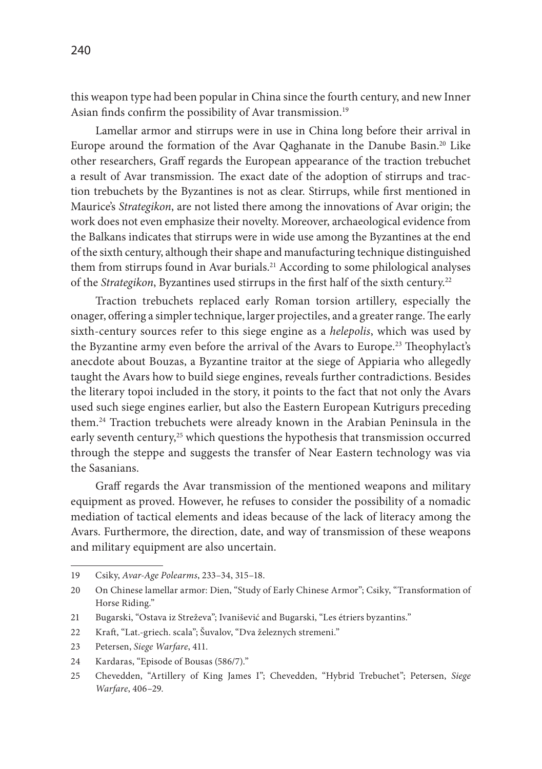this weapon type had been popular in China since the fourth century, and new Inner Asian finds confirm the possibility of Avar transmission.[19]

Lamellar armor and stirrups were in use in China long before their arrival in Europe around the formation of the Avar Qaghanate in the Danube Basin.[20] Like other researchers, Graff regards the European appearance of the traction trebuchet a result of Avar transmission. The exact date of the adoption of stirrups and traction trebuchets by the Byzantines is not as clear. Stirrups, while first mentioned in Maurice's *Strategikon*, are not listed there among the innovations of Avar origin; the work does not even emphasize their novelty. Moreover, archaeological evidence from the Balkans indicates that stirrups were in wide use among the Byzantines at the end of the sixth century, although their shape and manufacturing technique distinguished them from stirrups found in Avar burials.[21] According to some philological analyses of the *Strategikon*, Byzantines used stirrups in the first half of the sixth century.[22]

Traction trebuchets replaced early Roman torsion artillery, especially the onager, offering a simpler technique, larger projectiles, and a greater range. The early sixth-century sources refer to this siege engine as a *helepolis*, which was used by the Byzantine army even before the arrival of the Avars to Europe.[23] Theophylact's anecdote about Bouzas, a Byzantine traitor at the siege of Appiaria who allegedly taught the Avars how to build siege engines, reveals further contradictions. Besides the literary topoi included in the story, it points to the fact that not only the Avars used such siege engines earlier, but also the Eastern European Kutrigurs preceding them.[24] Traction trebuchets were already known in the Arabian Peninsula in the early seventh century,[25] which questions the hypothesis that transmission occurred through the steppe and suggests the transfer of Near Eastern technology was via the Sasanians.

Graff regards the Avar transmission of the mentioned weapons and military equipment as proved. However, he refuses to consider the possibility of a nomadic mediation of tactical elements and ideas because of the lack of literacy among the Avars. Furthermore, the direction, date, and way of transmission of these weapons and military equipment are also uncertain.

---

19 Csiky, *Avar-Age Polearms*, 233–34, 315–18.

20 On Chinese lamellar armor: Dien, "Study of Early Chinese Armor"; Csiky, "Transformation of Horse Riding."

21 Bugarski, "Ostava iz Streževa"; Ivanišević and Bugarski, "Les étriers byzantins."

22 Kraft, "Lat.-griech. scala"; Šuvalov, "Dva železnych stremeni."

23 Petersen, *Siege Warfare*, 411.

24 Kardaras, "Episode of Bousas (586/7)."

25 Chevedden, "Artillery of King James I"; Chevedden, "Hybrid Trebuchet"; Petersen, *Siege Warfare*, 406–29.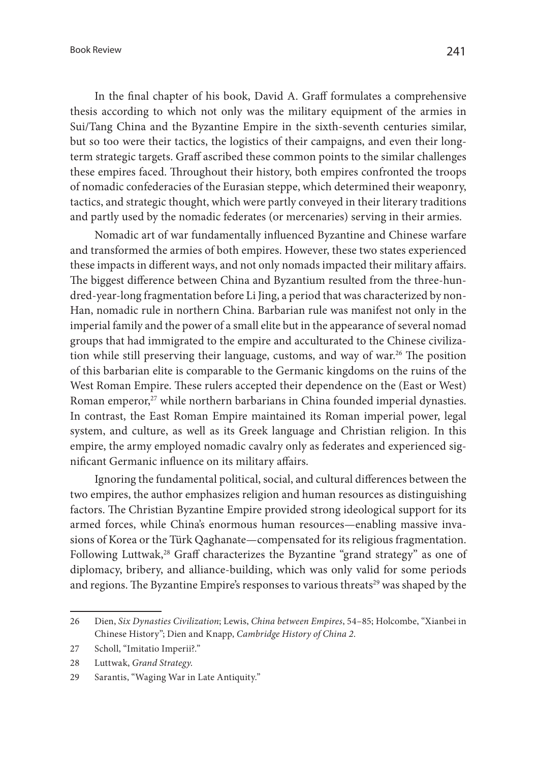In the final chapter of his book, David A. Graff formulates a comprehensive thesis according to which not only was the military equipment of the armies in Sui/Tang China and the Byzantine Empire in the sixth-seventh centuries similar, but so too were their tactics, the logistics of their campaigns, and even their long-term strategic targets. Graff ascribed these common points to the similar challenges these empires faced. Throughout their history, both empires confronted the troops of nomadic confederacies of the Eurasian steppe, which determined their weaponry, tactics, and strategic thought, which were partly conveyed in their literary traditions and partly used by the nomadic federates (or mercenaries) serving in their armies.

Nomadic art of war fundamentally influenced Byzantine and Chinese warfare and transformed the armies of both empires. However, these two states experienced these impacts in different ways, and not only nomads impacted their military affairs. The biggest difference between China and Byzantium resulted from the three-hundred-year-long fragmentation before Li Jing, a period that was characterized by non-Han, nomadic rule in northern China. Barbarian rule was manifest not only in the imperial family and the power of a small elite but in the appearance of several nomad groups that had immigrated to the empire and acculturated to the Chinese civilization while still preserving their language, customs, and way of war.[26] The position of this barbarian elite is comparable to the Germanic kingdoms on the ruins of the West Roman Empire. These rulers accepted their dependence on the (East or West) Roman emperor,[27] while northern barbarians in China founded imperial dynasties. In contrast, the East Roman Empire maintained its Roman imperial power, legal system, and culture, as well as its Greek language and Christian religion. In this empire, the army employed nomadic cavalry only as federates and experienced significant Germanic influence on its military affairs.

Ignoring the fundamental political, social, and cultural differences between the two empires, the author emphasizes religion and human resources as distinguishing factors. The Christian Byzantine Empire provided strong ideological support for its armed forces, while China's enormous human resources—enabling massive invasions of Korea or the Türk Qaghanate—compensated for its religious fragmentation. Following Luttwak,[28] Graff characterizes the Byzantine "grand strategy" as one of diplomacy, bribery, and alliance-building, which was only valid for some periods and regions. The Byzantine Empire's responses to various threats[29] was shaped by the

---

26 Dien, *Six Dynasties Civilization*; Lewis, *China between Empires*, 54–85; Holcombe, "Xianbei in Chinese History"; Dien and Knapp, *Cambridge History of China 2*.

27 Scholl, "Imitatio Imperii?."

28 Luttwak, *Grand Strategy*.

29 Sarantis, "Waging War in Late Antiquity."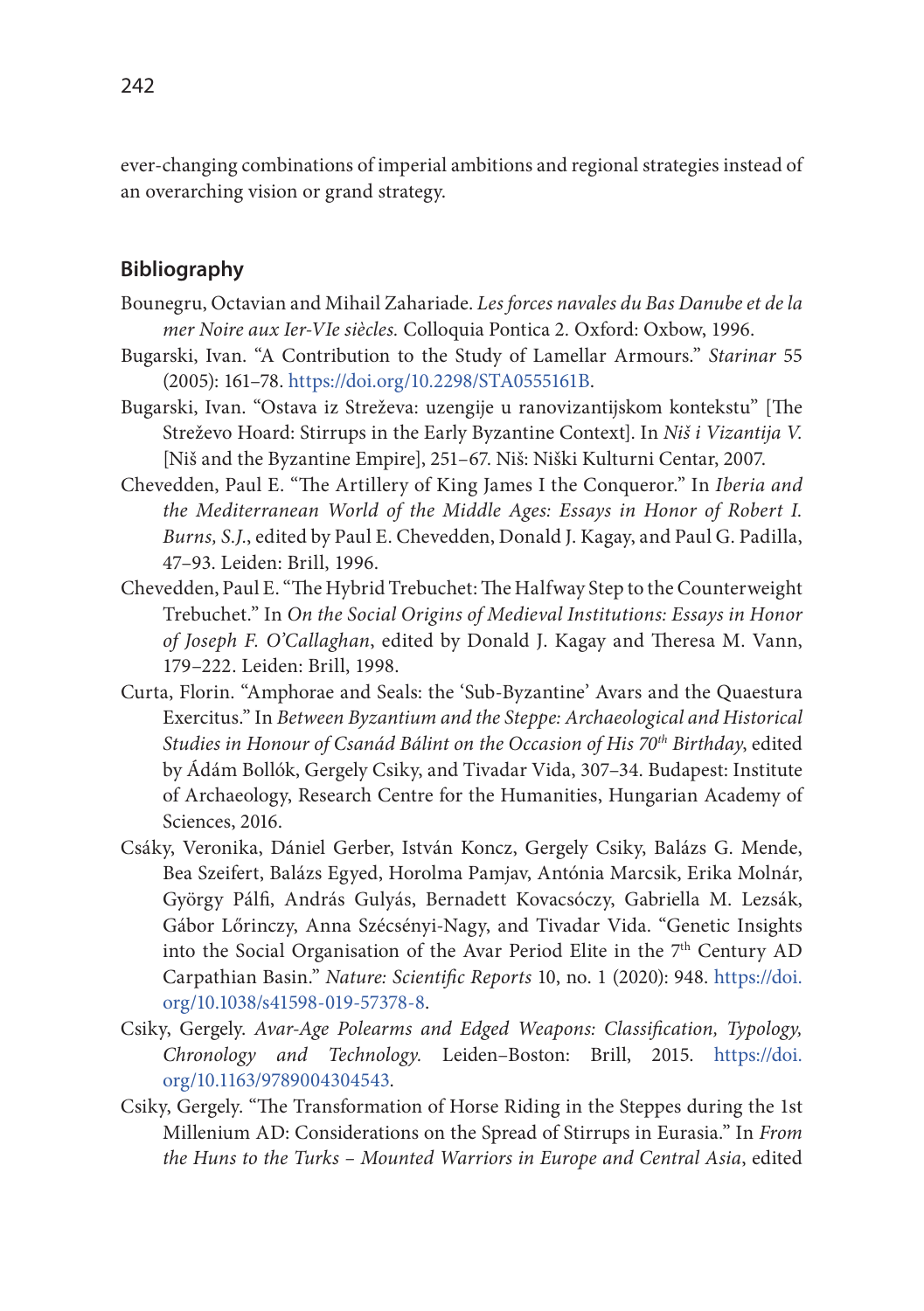ever-changing combinations of imperial ambitions and regional strategies instead of an overarching vision or grand strategy.

## Bibliography

Bounegru, Octavian and Mihail Zahariade. *Les forces navales du Bas Danube et de la mer Noire aux Ier-VIe siècles.* Colloquia Pontica 2. Oxford: Oxbow, 1996.

Bugarski, Ivan. "A Contribution to the Study of Lamellar Armours." *Starinar* 55 (2005): 161–78. https://doi.org/10.2298/STA0555161B.

Bugarski, Ivan. "Ostava iz Streževa: uzengije u ranovizantijskom kontekstu" [The Streževo Hoard: Stirrups in the Early Byzantine Context]. In *Niš i Vizantija V.* [Niš and the Byzantine Empire], 251–67. Niš: Niški Kulturni Centar, 2007.

Chevedden, Paul E. "The Artillery of King James I the Conqueror." In *Iberia and the Mediterranean World of the Middle Ages: Essays in Honor of Robert I. Burns, S.J.*, edited by Paul E. Chevedden, Donald J. Kagay, and Paul G. Padilla, 47–93. Leiden: Brill, 1996.

Chevedden, Paul E. "The Hybrid Trebuchet: The Halfway Step to the Counterweight Trebuchet." In *On the Social Origins of Medieval Institutions: Essays in Honor of Joseph F. O'Callaghan*, edited by Donald J. Kagay and Theresa M. Vann, 179–222. Leiden: Brill, 1998.

Curta, Florin. "Amphorae and Seals: the 'Sub-Byzantine' Avars and the Quaestura Exercitus." In *Between Byzantium and the Steppe: Archaeological and Historical Studies in Honour of Csanád Bálint on the Occasion of His 70th Birthday*, edited by Ádám Bollók, Gergely Csiky, and Tivadar Vida, 307–34. Budapest: Institute of Archaeology, Research Centre for the Humanities, Hungarian Academy of Sciences, 2016.

Csáky, Veronika, Dániel Gerber, István Koncz, Gergely Csiky, Balázs G. Mende, Bea Szeifert, Balázs Egyed, Horolma Pamjav, Antónia Marcsik, Erika Molnár, György Pálfi, András Gulyás, Bernadett Kovacsóczy, Gabriella M. Lezsák, Gábor Lőrinczy, Anna Szécsényi-Nagy, and Tivadar Vida. "Genetic Insights into the Social Organisation of the Avar Period Elite in the 7th Century AD Carpathian Basin." *Nature: Scientific Reports* 10, no. 1 (2020): 948. https://doi.org/10.1038/s41598-019-57378-8.

Csiky, Gergely. *Avar-Age Polearms and Edged Weapons: Classification, Typology, Chronology and Technology.* Leiden–Boston: Brill, 2015. https://doi.org/10.1163/9789004304543.

Csiky, Gergely. "The Transformation of Horse Riding in the Steppes during the 1st Millenium AD: Considerations on the Spread of Stirrups in Eurasia." In *From the Huns to the Turks – Mounted Warriors in Europe and Central Asia*, edited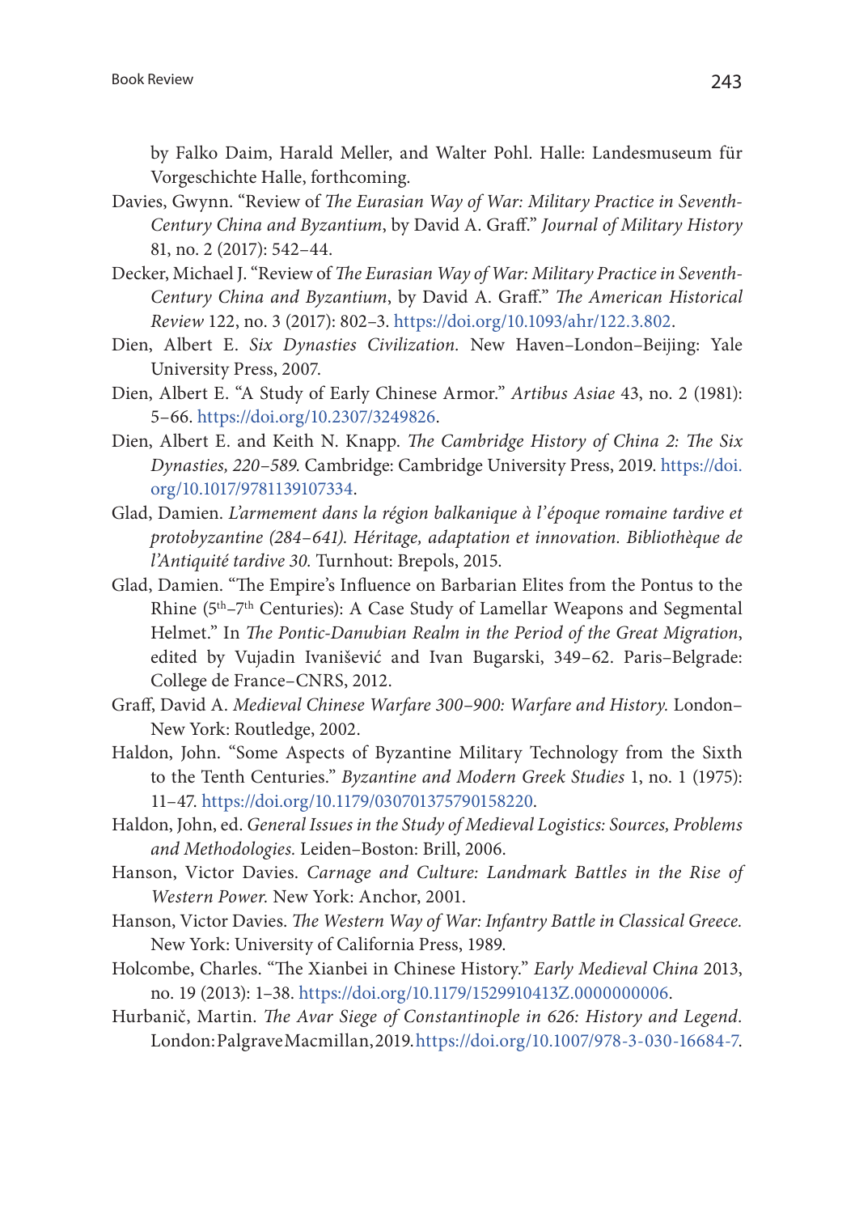by Falko Daim, Harald Meller, and Walter Pohl. Halle: Landesmuseum für Vorgeschichte Halle, forthcoming.

Davies, Gwynn. "Review of *The Eurasian Way of War: Military Practice in Seventh-Century China and Byzantium*, by David A. Graff." *Journal of Military History* 81, no. 2 (2017): 542–44.

Decker, Michael J. "Review of *The Eurasian Way of War: Military Practice in Seventh-Century China and Byzantium*, by David A. Graff." *The American Historical Review* 122, no. 3 (2017): 802–3. https://doi.org/10.1093/ahr/122.3.802.

Dien, Albert E. *Six Dynasties Civilization*. New Haven–London–Beijing: Yale University Press, 2007.

Dien, Albert E. "A Study of Early Chinese Armor." *Artibus Asiae* 43, no. 2 (1981): 5–66. https://doi.org/10.2307/3249826.

Dien, Albert E. and Keith N. Knapp. *The Cambridge History of China 2: The Six Dynasties, 220–589*. Cambridge: Cambridge University Press, 2019. https://doi.org/10.1017/9781139107334.

Glad, Damien. *L'armement dans la région balkanique à l'époque romaine tardive et protobyzantine (284–641). Héritage, adaptation et innovation. Bibliothèque de l'Antiquité tardive 30.* Turnhout: Brepols, 2015.

Glad, Damien. "The Empire's Influence on Barbarian Elites from the Pontus to the Rhine (5th–7th Centuries): A Case Study of Lamellar Weapons and Segmental Helmet." In *The Pontic-Danubian Realm in the Period of the Great Migration*, edited by Vujadin Ivanišević and Ivan Bugarski, 349–62. Paris–Belgrade: College de France–CNRS, 2012.

Graff, David A. *Medieval Chinese Warfare 300–900: Warfare and History*. London–New York: Routledge, 2002.

Haldon, John. "Some Aspects of Byzantine Military Technology from the Sixth to the Tenth Centuries." *Byzantine and Modern Greek Studies* 1, no. 1 (1975): 11–47. https://doi.org/10.1179/030701375790158220.

Haldon, John, ed. *General Issues in the Study of Medieval Logistics: Sources, Problems and Methodologies*. Leiden–Boston: Brill, 2006.

Hanson, Victor Davies. *Carnage and Culture: Landmark Battles in the Rise of Western Power*. New York: Anchor, 2001.

Hanson, Victor Davies. *The Western Way of War: Infantry Battle in Classical Greece*. New York: University of California Press, 1989.

Holcombe, Charles. "The Xianbei in Chinese History." *Early Medieval China* 2013, no. 19 (2013): 1–38. https://doi.org/10.1179/1529910413Z.0000000006.

Hurbanič, Martin. *The Avar Siege of Constantinople in 626: History and Legend*. London: Palgrave Macmillan, 2019. https://doi.org/10.1007/978-3-030-16684-7.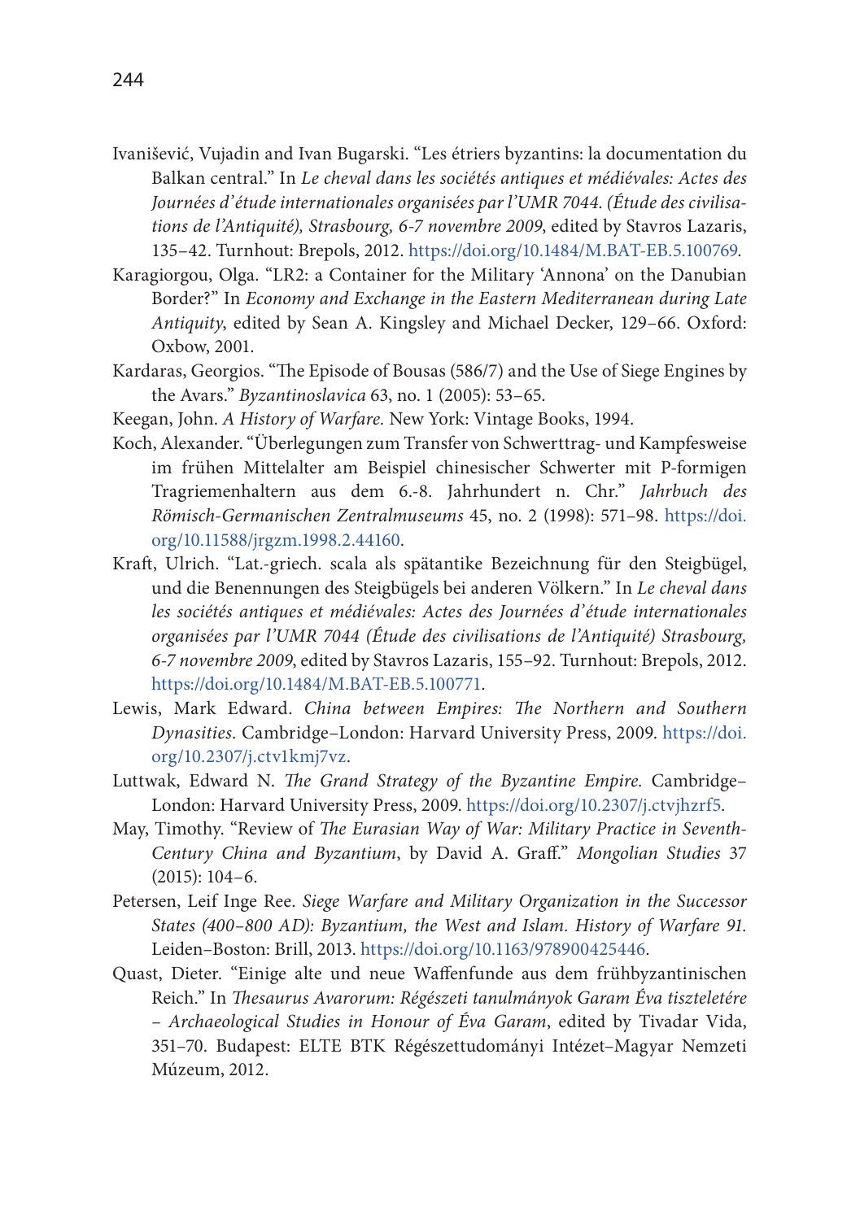Ivanišević, Vujadin and Ivan Bugarski. "Les étriers byzantins: la documentation du Balkan central." In *Le cheval dans les sociétés antiques et médiévales: Actes des Journées d'étude internationales organisées par l'UMR 7044. (Étude des civilisations de l'Antiquité), Strasbourg, 6-7 novembre 2009*, edited by Stavros Lazaris, 135–42. Turnhout: Brepols, 2012. https://doi.org/10.1484/M.BAT-EB.5.100769.

Karagiorgou, Olga. "LR2: a Container for the Military 'Annona' on the Danubian Border?" In *Economy and Exchange in the Eastern Mediterranean during Late Antiquity*, edited by Sean A. Kingsley and Michael Decker, 129–66. Oxford: Oxbow, 2001.

Kardaras, Georgios. "The Episode of Bousas (586/7) and the Use of Siege Engines by the Avars." *Byzantinoslavica* 63, no. 1 (2005): 53–65.

Keegan, John. *A History of Warfare.* New York: Vintage Books, 1994.

Koch, Alexander. "Überlegungen zum Transfer von Schwerttrag- und Kampfesweise im frühen Mittelalter am Beispiel chinesischer Schwerter mit P-formigen Tragriemenhaltern aus dem 6.-8. Jahrhundert n. Chr." *Jahrbuch des Römisch-Germanischen Zentralmuseums* 45, no. 2 (1998): 571–98. https://doi.org/10.11588/jrgzm.1998.2.44160.

Kraft, Ulrich. "Lat.-griech. scala als spätantike Bezeichnung für den Steigbügel, und die Benennungen des Steigbügels bei anderen Völkern." In *Le cheval dans les sociétés antiques et médiévales: Actes des Journées d'étude internationales organisées par l'UMR 7044 (Étude des civilisations de l'Antiquité) Strasbourg, 6-7 novembre 2009*, edited by Stavros Lazaris, 155–92. Turnhout: Brepols, 2012. https://doi.org/10.1484/M.BAT-EB.5.100771.

Lewis, Mark Edward. *China between Empires: The Northern and Southern Dynasties.* Cambridge–London: Harvard University Press, 2009. https://doi.org/10.2307/j.ctv1kmj7vz.

Luttwak, Edward N. *The Grand Strategy of the Byzantine Empire.* Cambridge–London: Harvard University Press, 2009. https://doi.org/10.2307/j.ctvjhzrf5.

May, Timothy. "Review of *The Eurasian Way of War: Military Practice in Seventh-Century China and Byzantium*, by David A. Graff." *Mongolian Studies* 37 (2015): 104–6.

Petersen, Leif Inge Ree. *Siege Warfare and Military Organization in the Successor States (400–800 AD): Byzantium, the West and Islam. History of Warfare 91.* Leiden–Boston: Brill, 2013. https://doi.org/10.1163/978900425446.

Quast, Dieter. "Einige alte und neue Waffenfunde aus dem frühbyzantinischen Reich." In *Thesaurus Avarorum: Régészeti tanulmányok Garam Éva tiszteletére – Archaeological Studies in Honour of Éva Garam*, edited by Tivadar Vida, 351–70. Budapest: ELTE BTK Régészettudományi Intézet–Magyar Nemzeti Múzeum, 2012.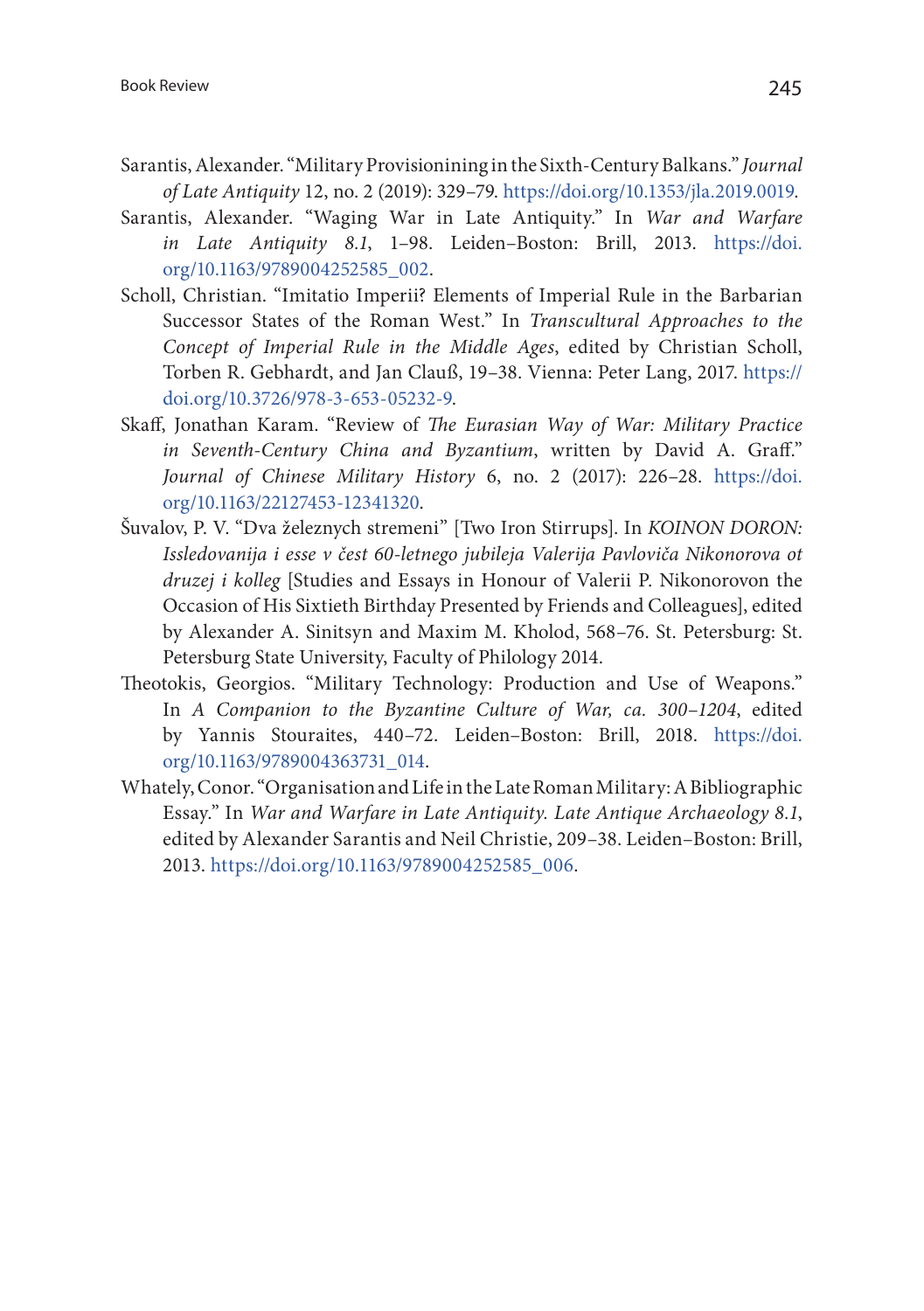Sarantis, Alexander. "Military Provisionining in the Sixth-Century Balkans." *Journal of Late Antiquity* 12, no. 2 (2019): 329–79. https://doi.org/10.1353/jla.2019.0019.

Sarantis, Alexander. "Waging War in Late Antiquity." In *War and Warfare in Late Antiquity 8.1*, 1–98. Leiden–Boston: Brill, 2013. https://doi.org/10.1163/9789004252585_002.

Scholl, Christian. "Imitatio Imperii? Elements of Imperial Rule in the Barbarian Successor States of the Roman West." In *Transcultural Approaches to the Concept of Imperial Rule in the Middle Ages*, edited by Christian Scholl, Torben R. Gebhardt, and Jan Clauß, 19–38. Vienna: Peter Lang, 2017. https://doi.org/10.3726/978-3-653-05232-9.

Skaff, Jonathan Karam. "Review of *The Eurasian Way of War: Military Practice in Seventh-Century China and Byzantium*, written by David A. Graff." *Journal of Chinese Military History* 6, no. 2 (2017): 226–28. https://doi.org/10.1163/22127453-12341320.

Šuvalov, P. V. "Dva železnych stremeni" [Two Iron Stirrups]. In *KOINON DORON: Issledovanija i esse v čest 60-letnego jubileja Valerija Pavloviča Nikonorova ot druzej i kolleg* [Studies and Essays in Honour of Valerii P. Nikonorovon the Occasion of His Sixtieth Birthday Presented by Friends and Colleagues], edited by Alexander A. Sinitsyn and Maxim M. Kholod, 568–76. St. Petersburg: St. Petersburg State University, Faculty of Philology 2014.

Theotokis, Georgios. "Military Technology: Production and Use of Weapons." In *A Companion to the Byzantine Culture of War, ca. 300–1204*, edited by Yannis Stouraites, 440–72. Leiden–Boston: Brill, 2018. https://doi.org/10.1163/9789004363731_014.

Whately, Conor. "Organisation and Life in the Late Roman Military: A Bibliographic Essay." In *War and Warfare in Late Antiquity. Late Antique Archaeology 8.1*, edited by Alexander Sarantis and Neil Christie, 209–38. Leiden–Boston: Brill, 2013. https://doi.org/10.1163/9789004252585_006.